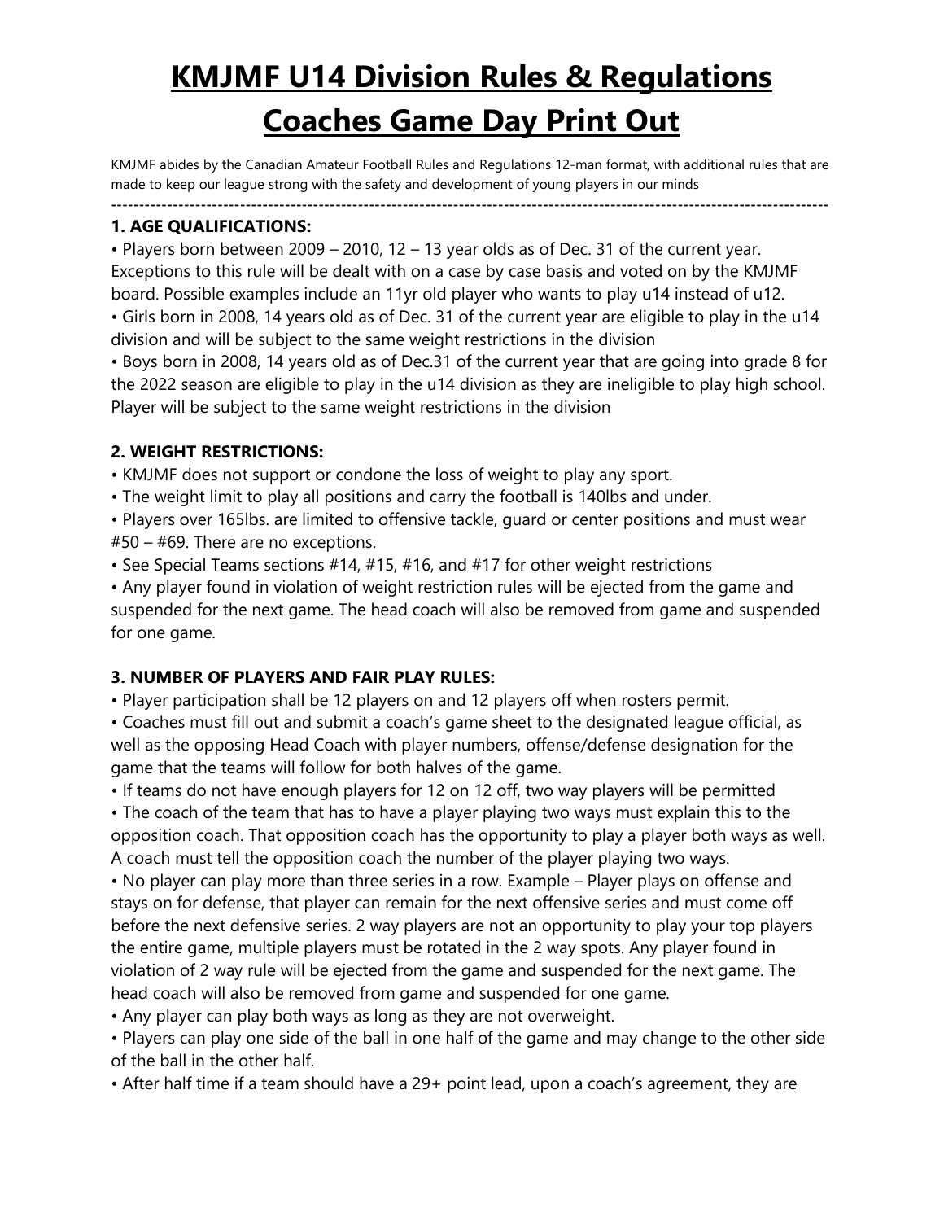# KMJMF U14 Division Rules & Regulations Coaches Game Day Print Out

KMJMF abides by the Canadian Amateur Football Rules and Regulations 12-man format, with additional rules that are made to keep our league strong with the safety and development of young players in our minds

---

### 1. AGE QUALIFICATIONS:

• Players born between 2009 – 2010, 12 – 13 year olds as of Dec. 31 of the current year. Exceptions to this rule will be dealt with on a case by case basis and voted on by the KMJMF board. Possible examples include an 11yr old player who wants to play u14 instead of u12.

• Girls born in 2008, 14 years old as of Dec. 31 of the current year are eligible to play in the u14 division and will be subject to the same weight restrictions in the division

• Boys born in 2008, 14 years old as of Dec.31 of the current year that are going into grade 8 for the 2022 season are eligible to play in the u14 division as they are ineligible to play high school. Player will be subject to the same weight restrictions in the division

### 2. WEIGHT RESTRICTIONS:

• KMJMF does not support or condone the loss of weight to play any sport.

• The weight limit to play all positions and carry the football is 140lbs and under.

• Players over 165lbs. are limited to offensive tackle, guard or center positions and must wear #50 – #69. There are no exceptions.

• See Special Teams sections #14, #15, #16, and #17 for other weight restrictions

• Any player found in violation of weight restriction rules will be ejected from the game and suspended for the next game. The head coach will also be removed from game and suspended for one game.

### 3. NUMBER OF PLAYERS AND FAIR PLAY RULES:

• Player participation shall be 12 players on and 12 players off when rosters permit.

• Coaches must fill out and submit a coach's game sheet to the designated league official, as well as the opposing Head Coach with player numbers, offense/defense designation for the game that the teams will follow for both halves of the game.

• If teams do not have enough players for 12 on 12 off, two way players will be permitted

• The coach of the team that has to have a player playing two ways must explain this to the opposition coach. That opposition coach has the opportunity to play a player both ways as well. A coach must tell the opposition coach the number of the player playing two ways.

• No player can play more than three series in a row. Example – Player plays on offense and stays on for defense, that player can remain for the next offensive series and must come off before the next defensive series. 2 way players are not an opportunity to play your top players the entire game, multiple players must be rotated in the 2 way spots. Any player found in violation of 2 way rule will be ejected from the game and suspended for the next game. The head coach will also be removed from game and suspended for one game.

• Any player can play both ways as long as they are not overweight.

• Players can play one side of the ball in one half of the game and may change to the other side of the ball in the other half.

• After half time if a team should have a 29+ point lead, upon a coach's agreement, they are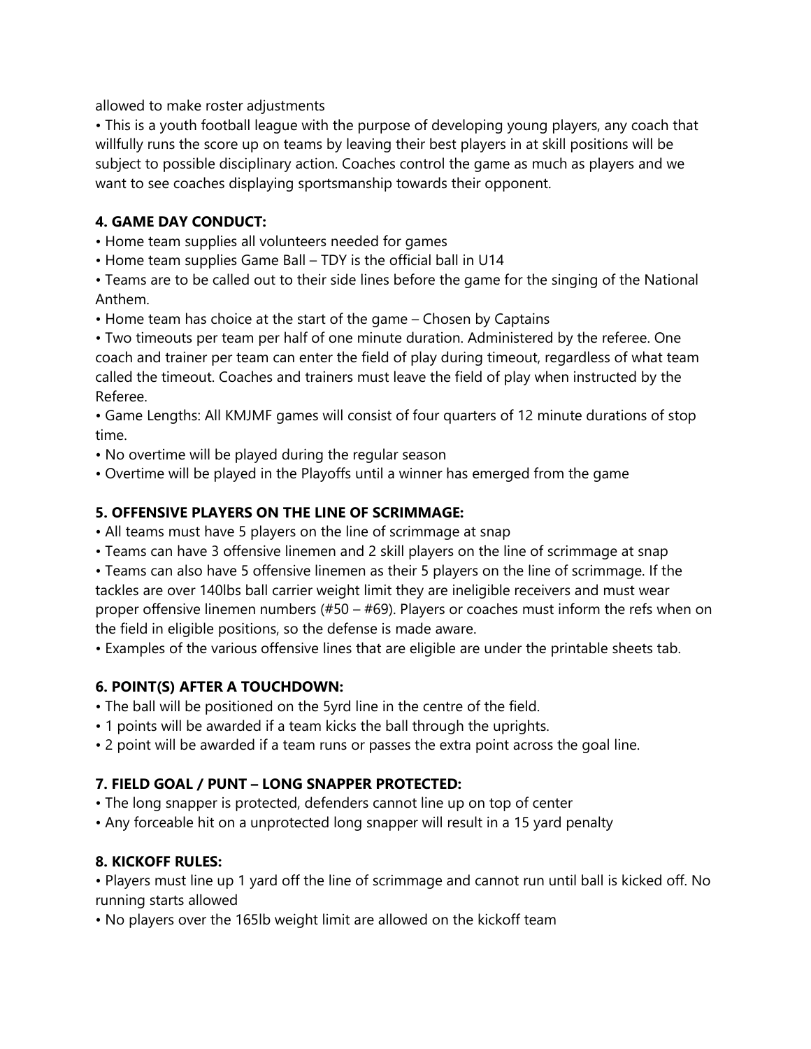allowed to make roster adjustments

• This is a youth football league with the purpose of developing young players, any coach that willfully runs the score up on teams by leaving their best players in at skill positions will be subject to possible disciplinary action. Coaches control the game as much as players and we want to see coaches displaying sportsmanship towards their opponent.

**4. GAME DAY CONDUCT:**

• Home team supplies all volunteers needed for games

• Home team supplies Game Ball – TDY is the official ball in U14

• Teams are to be called out to their side lines before the game for the singing of the National Anthem.

• Home team has choice at the start of the game – Chosen by Captains

• Two timeouts per team per half of one minute duration. Administered by the referee. One coach and trainer per team can enter the field of play during timeout, regardless of what team called the timeout. Coaches and trainers must leave the field of play when instructed by the Referee.

• Game Lengths: All KMJMF games will consist of four quarters of 12 minute durations of stop time.

• No overtime will be played during the regular season

• Overtime will be played in the Playoffs until a winner has emerged from the game

**5. OFFENSIVE PLAYERS ON THE LINE OF SCRIMMAGE:**

• All teams must have 5 players on the line of scrimmage at snap

• Teams can have 3 offensive linemen and 2 skill players on the line of scrimmage at snap

• Teams can also have 5 offensive linemen as their 5 players on the line of scrimmage. If the tackles are over 140lbs ball carrier weight limit they are ineligible receivers and must wear proper offensive linemen numbers (#50 – #69). Players or coaches must inform the refs when on the field in eligible positions, so the defense is made aware.

• Examples of the various offensive lines that are eligible are under the printable sheets tab.

**6. POINT(S) AFTER A TOUCHDOWN:**

• The ball will be positioned on the 5yrd line in the centre of the field.

• 1 points will be awarded if a team kicks the ball through the uprights.

• 2 point will be awarded if a team runs or passes the extra point across the goal line.

**7. FIELD GOAL / PUNT – LONG SNAPPER PROTECTED:**

• The long snapper is protected, defenders cannot line up on top of center

• Any forceable hit on a unprotected long snapper will result in a 15 yard penalty

**8. KICKOFF RULES:**

• Players must line up 1 yard off the line of scrimmage and cannot run until ball is kicked off. No running starts allowed

• No players over the 165lb weight limit are allowed on the kickoff team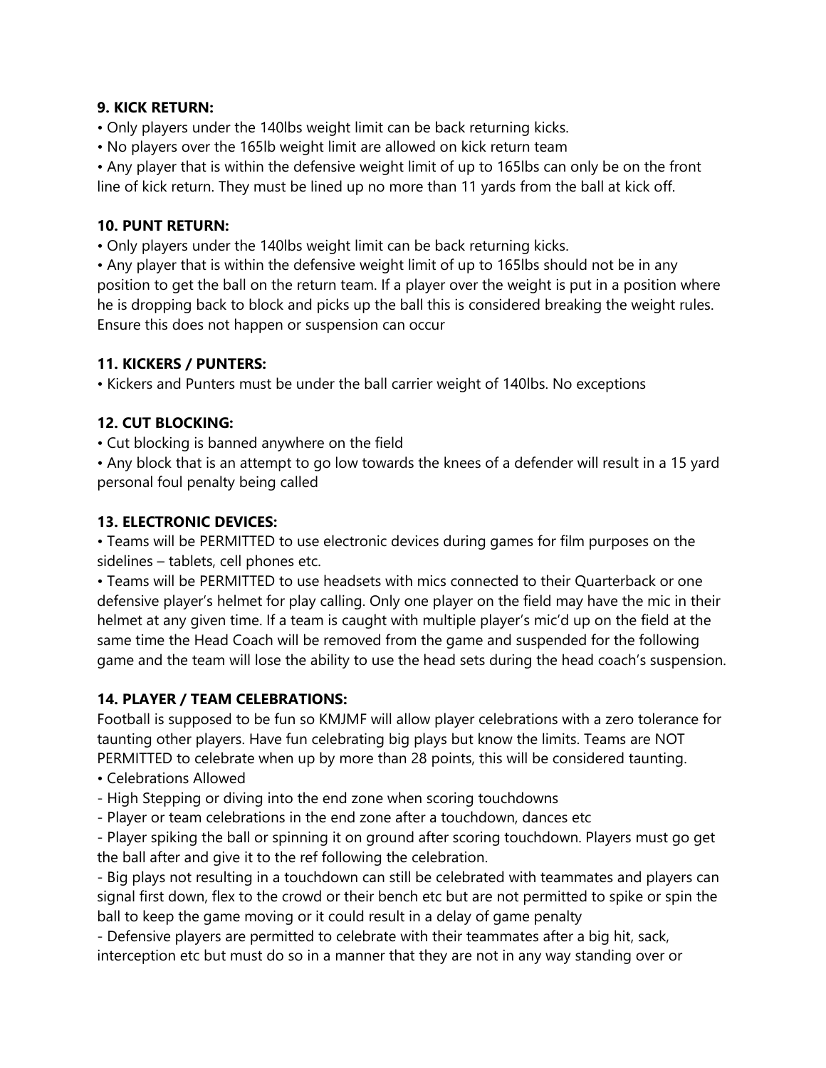**9. KICK RETURN:**

• Only players under the 140lbs weight limit can be back returning kicks.
• No players over the 165lb weight limit are allowed on kick return team
• Any player that is within the defensive weight limit of up to 165lbs can only be on the front line of kick return. They must be lined up no more than 11 yards from the ball at kick off.

**10. PUNT RETURN:**

• Only players under the 140lbs weight limit can be back returning kicks.
• Any player that is within the defensive weight limit of up to 165lbs should not be in any position to get the ball on the return team. If a player over the weight is put in a position where he is dropping back to block and picks up the ball this is considered breaking the weight rules. Ensure this does not happen or suspension can occur

**11. KICKERS / PUNTERS:**

• Kickers and Punters must be under the ball carrier weight of 140lbs. No exceptions

**12. CUT BLOCKING:**

• Cut blocking is banned anywhere on the field
• Any block that is an attempt to go low towards the knees of a defender will result in a 15 yard personal foul penalty being called

**13. ELECTRONIC DEVICES:**

• Teams will be PERMITTED to use electronic devices during games for film purposes on the sidelines – tablets, cell phones etc.
• Teams will be PERMITTED to use headsets with mics connected to their Quarterback or one defensive player's helmet for play calling. Only one player on the field may have the mic in their helmet at any given time. If a team is caught with multiple player's mic'd up on the field at the same time the Head Coach will be removed from the game and suspended for the following game and the team will lose the ability to use the head sets during the head coach's suspension.

**14. PLAYER / TEAM CELEBRATIONS:**

Football is supposed to be fun so KMJMF will allow player celebrations with a zero tolerance for taunting other players. Have fun celebrating big plays but know the limits. Teams are NOT PERMITTED to celebrate when up by more than 28 points, this will be considered taunting.

• Celebrations Allowed

- High Stepping or diving into the end zone when scoring touchdowns
- Player or team celebrations in the end zone after a touchdown, dances etc
- Player spiking the ball or spinning it on ground after scoring touchdown. Players must go get the ball after and give it to the ref following the celebration.
- Big plays not resulting in a touchdown can still be celebrated with teammates and players can signal first down, flex to the crowd or their bench etc but are not permitted to spike or spin the ball to keep the game moving or it could result in a delay of game penalty
- Defensive players are permitted to celebrate with their teammates after a big hit, sack, interception etc but must do so in a manner that they are not in any way standing over or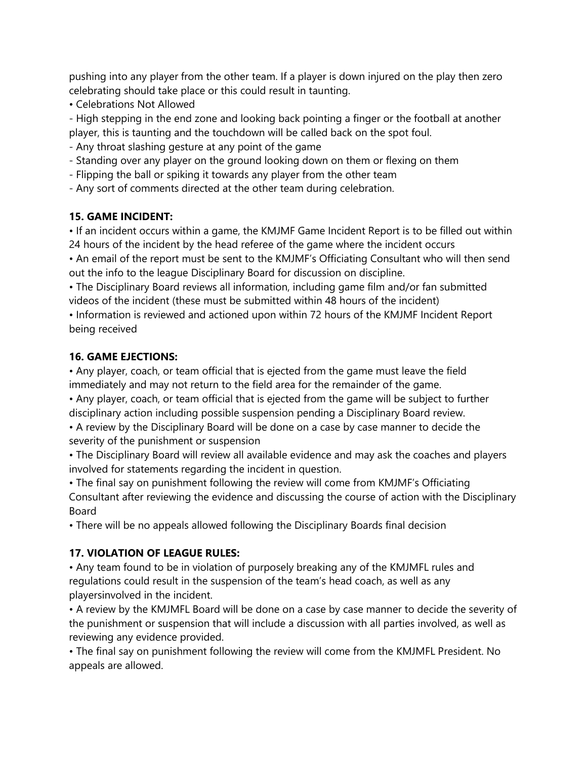pushing into any player from the other team. If a player is down injured on the play then zero celebrating should take place or this could result in taunting.

• Celebrations Not Allowed

- High stepping in the end zone and looking back pointing a finger or the football at another player, this is taunting and the touchdown will be called back on the spot foul.
- Any throat slashing gesture at any point of the game
- Standing over any player on the ground looking down on them or flexing on them
- Flipping the ball or spiking it towards any player from the other team
- Any sort of comments directed at the other team during celebration.

**15. GAME INCIDENT:**

• If an incident occurs within a game, the KMJMF Game Incident Report is to be filled out within 24 hours of the incident by the head referee of the game where the incident occurs

• An email of the report must be sent to the KMJMF's Officiating Consultant who will then send out the info to the league Disciplinary Board for discussion on discipline.

• The Disciplinary Board reviews all information, including game film and/or fan submitted videos of the incident (these must be submitted within 48 hours of the incident)

• Information is reviewed and actioned upon within 72 hours of the KMJMF Incident Report being received

**16. GAME EJECTIONS:**

• Any player, coach, or team official that is ejected from the game must leave the field immediately and may not return to the field area for the remainder of the game.

• Any player, coach, or team official that is ejected from the game will be subject to further disciplinary action including possible suspension pending a Disciplinary Board review.

• A review by the Disciplinary Board will be done on a case by case manner to decide the severity of the punishment or suspension

• The Disciplinary Board will review all available evidence and may ask the coaches and players involved for statements regarding the incident in question.

• The final say on punishment following the review will come from KMJMF's Officiating Consultant after reviewing the evidence and discussing the course of action with the Disciplinary Board

• There will be no appeals allowed following the Disciplinary Boards final decision

**17. VIOLATION OF LEAGUE RULES:**

• Any team found to be in violation of purposely breaking any of the KMJMFL rules and regulations could result in the suspension of the team's head coach, as well as any playersinvolved in the incident.

• A review by the KMJMFL Board will be done on a case by case manner to decide the severity of the punishment or suspension that will include a discussion with all parties involved, as well as reviewing any evidence provided.

• The final say on punishment following the review will come from the KMJMFL President. No appeals are allowed.